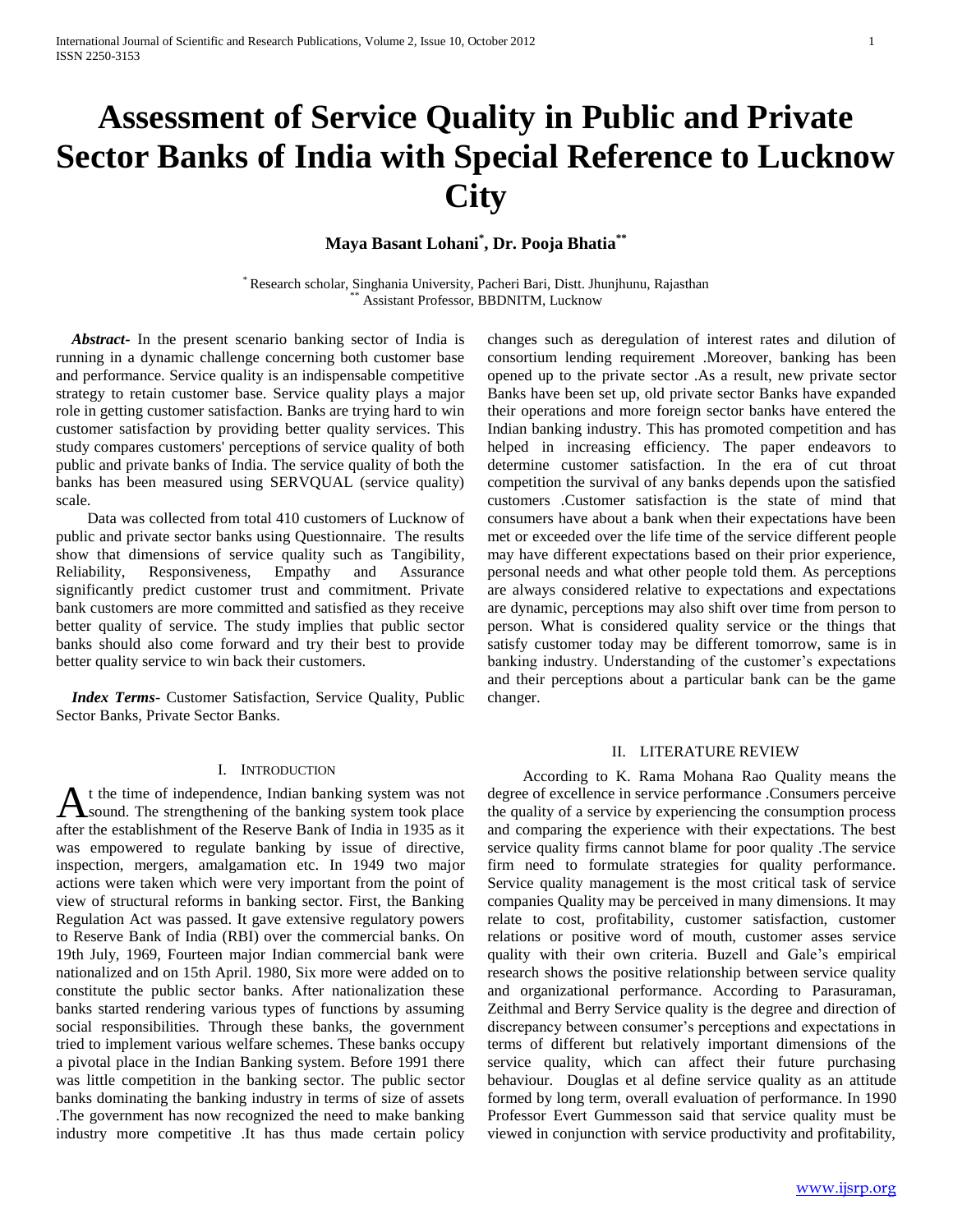# Assessment of Service Quality in Public and Private Sector Banks of India with Special Reference to Lucknow City

**Maya Basant Lohani[*], Dr. Pooja Bhatia[**]**

[*] Research scholar, Singhania University, Pacheri Bari, Distt. Jhunjhunu, Rajasthan
[**] Assistant Professor, BBDNITM, Lucknow

***Abstract***- In the present scenario banking sector of India is running in a dynamic challenge concerning both customer base and performance. Service quality is an indispensable competitive strategy to retain customer base. Service quality plays a major role in getting customer satisfaction. Banks are trying hard to win customer satisfaction by providing better quality services. This study compares customers' perceptions of service quality of both public and private banks of India. The service quality of both the banks has been measured using SERVQUAL (service quality) scale.

Data was collected from total 410 customers of Lucknow of public and private sector banks using Questionnaire. The results show that dimensions of service quality such as Tangibility, Reliability, Responsiveness, Empathy and Assurance significantly predict customer trust and commitment. Private bank customers are more committed and satisfied as they receive better quality of service. The study implies that public sector banks should also come forward and try their best to provide better quality service to win back their customers.

***Index Terms***- Customer Satisfaction, Service Quality, Public Sector Banks, Private Sector Banks.

## I. Introduction

At the time of independence, Indian banking system was not sound. The strengthening of the banking system took place after the establishment of the Reserve Bank of India in 1935 as it was empowered to regulate banking by issue of directive, inspection, mergers, amalgamation etc. In 1949 two major actions were taken which were very important from the point of view of structural reforms in banking sector. First, the Banking Regulation Act was passed. It gave extensive regulatory powers to Reserve Bank of India (RBI) over the commercial banks. On 19th July, 1969, Fourteen major Indian commercial bank were nationalized and on 15th April. 1980, Six more were added on to constitute the public sector banks. After nationalization these banks started rendering various types of functions by assuming social responsibilities. Through these banks, the government tried to implement various welfare schemes. These banks occupy a pivotal place in the Indian Banking system. Before 1991 there was little competition in the banking sector. The public sector banks dominating the banking industry in terms of size of assets .The government has now recognized the need to make banking industry more competitive .It has thus made certain policy changes such as deregulation of interest rates and dilution of consortium lending requirement .Moreover, banking has been opened up to the private sector .As a result, new private sector Banks have been set up, old private sector Banks have expanded their operations and more foreign sector banks have entered the Indian banking industry. This has promoted competition and has helped in increasing efficiency. The paper endeavors to determine customer satisfaction. In the era of cut throat competition the survival of any banks depends upon the satisfied customers .Customer satisfaction is the state of mind that consumers have about a bank when their expectations have been met or exceeded over the life time of the service different people may have different expectations based on their prior experience, personal needs and what other people told them. As perceptions are always considered relative to expectations and expectations are dynamic, perceptions may also shift over time from person to person. What is considered quality service or the things that satisfy customer today may be different tomorrow, same is in banking industry. Understanding of the customer's expectations and their perceptions about a particular bank can be the game changer.

## II. Literature Review

According to K. Rama Mohana Rao Quality means the degree of excellence in service performance .Consumers perceive the quality of a service by experiencing the consumption process and comparing the experience with their expectations. The best service quality firms cannot blame for poor quality .The service firm need to formulate strategies for quality performance. Service quality management is the most critical task of service companies Quality may be perceived in many dimensions. It may relate to cost, profitability, customer satisfaction, customer relations or positive word of mouth, customer asses service quality with their own criteria. Buzell and Gale's empirical research shows the positive relationship between service quality and organizational performance. According to Parasuraman, Zeithmal and Berry Service quality is the degree and direction of discrepancy between consumer's perceptions and expectations in terms of different but relatively important dimensions of the service quality, which can affect their future purchasing behaviour. Douglas et al define service quality as an attitude formed by long term, overall evaluation of performance. In 1990 Professor Evert Gummesson said that service quality must be viewed in conjunction with service productivity and profitability,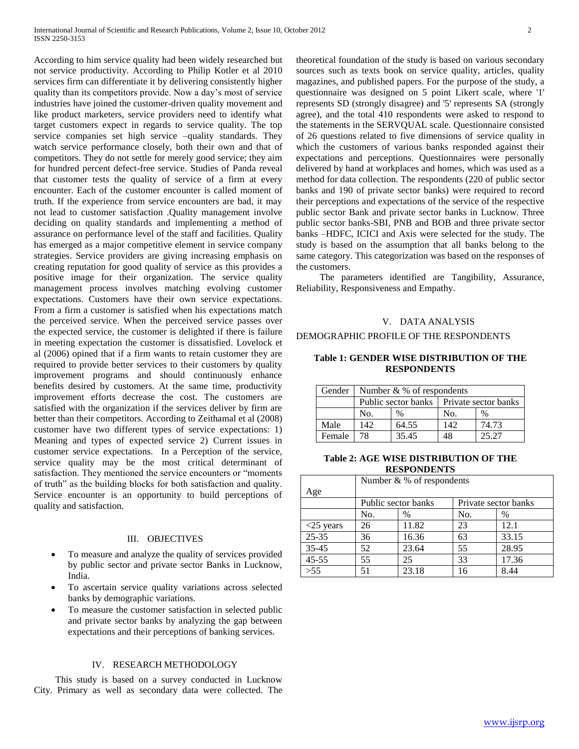According to him service quality had been widely researched but not service productivity. According to Philip Kotler et al 2010 services firm can differentiate it by delivering consistently higher quality than its competitors provide. Now a day's most of service industries have joined the customer-driven quality movement and like product marketers, service providers need to identify what target customers expect in regards to service quality. The top service companies set high service –quality standards. They watch service performance closely, both their own and that of competitors. They do not settle for merely good service; they aim for hundred percent defect-free service. Studies of Panda reveal that customer tests the quality of service of a firm at every encounter. Each of the customer encounter is called moment of truth. If the experience from service encounters are bad, it may not lead to customer satisfaction .Quality management involve deciding on quality standards and implementing a method of assurance on performance level of the staff and facilities. Quality has emerged as a major competitive element in service company strategies. Service providers are giving increasing emphasis on creating reputation for good quality of service as this provides a positive image for their organization. The service quality management process involves matching evolving customer expectations. Customers have their own service expectations. From a firm a customer is satisfied when his expectations match the perceived service. When the perceived service passes over the expected service, the customer is delighted if there is failure in meeting expectation the customer is dissatisfied. Lovelock et al (2006) opined that if a firm wants to retain customer they are required to provide better services to their customers by quality improvement programs and should continuously enhance benefits desired by customers. At the same time, productivity improvement efforts decrease the cost. The customers are satisfied with the organization if the services deliver by firm are better than their competitors. According to Zeithamal et al (2008) customer have two different types of service expectations: 1) Meaning and types of expected service 2) Current issues in customer service expectations. In a Perception of the service, service quality may be the most critical determinant of satisfaction. They mentioned the service encounters or "moments of truth" as the building blocks for both satisfaction and quality. Service encounter is an opportunity to build perceptions of quality and satisfaction.

## III. OBJECTIVES

- To measure and analyze the quality of services provided by public sector and private sector Banks in Lucknow, India.
- To ascertain service quality variations across selected banks by demographic variations.
- To measure the customer satisfaction in selected public and private sector banks by analyzing the gap between expectations and their perceptions of banking services.

## IV. RESEARCH METHODOLOGY

This study is based on a survey conducted in Lucknow City. Primary as well as secondary data were collected. The theoretical foundation of the study is based on various secondary sources such as texts book on service quality, articles, quality magazines, and published papers. For the purpose of the study, a questionnaire was designed on 5 point Likert scale, where '1' represents SD (strongly disagree) and '5' represents SA (strongly agree), and the total 410 respondents were asked to respond to the statements in the SERVQUAL scale. Questionnaire consisted of 26 questions related to five dimensions of service quality in which the customers of various banks responded against their expectations and perceptions. Questionnaires were personally delivered by hand at workplaces and homes, which was used as a method for data collection. The respondents (220 of public sector banks and 190 of private sector banks) were required to record their perceptions and expectations of the service of the respective public sector Bank and private sector banks in Lucknow. Three public sector banks-SBI, PNB and BOB and three private sector banks –HDFC, ICICI and Axis were selected for the study. The study is based on the assumption that all banks belong to the same category. This categorization was based on the responses of the customers.

The parameters identified are Tangibility, Assurance, Reliability, Responsiveness and Empathy.

## V. DATA ANALYSIS

DEMOGRAPHIC PROFILE OF THE RESPONDENTS

**Table 1: GENDER WISE DISTRIBUTION OF THE RESPONDENTS**

| Gender | Number & % of respondents | | | |
|---|---|---|---|---|
| | Public sector banks | | Private sector banks | |
| | No. | % | No. | % |
| Male | 142 | 64.55 | 142 | 74.73 |
| Female | 78 | 35.45 | 48 | 25.27 |

**Table 2: AGE WISE DISTRIBUTION OF THE RESPONDENTS**

| Age | Number & % of respondents | | | |
|---|---|---|---|---|
| | Public sector banks | | Private sector banks | |
| | No. | % | No. | % |
| <25 years | 26 | 11.82 | 23 | 12.1 |
| 25-35 | 36 | 16.36 | 63 | 33.15 |
| 35-45 | 52 | 23.64 | 55 | 28.95 |
| 45-55 | 55 | 25 | 33 | 17.36 |
| >55 | 51 | 23.18 | 16 | 8.44 |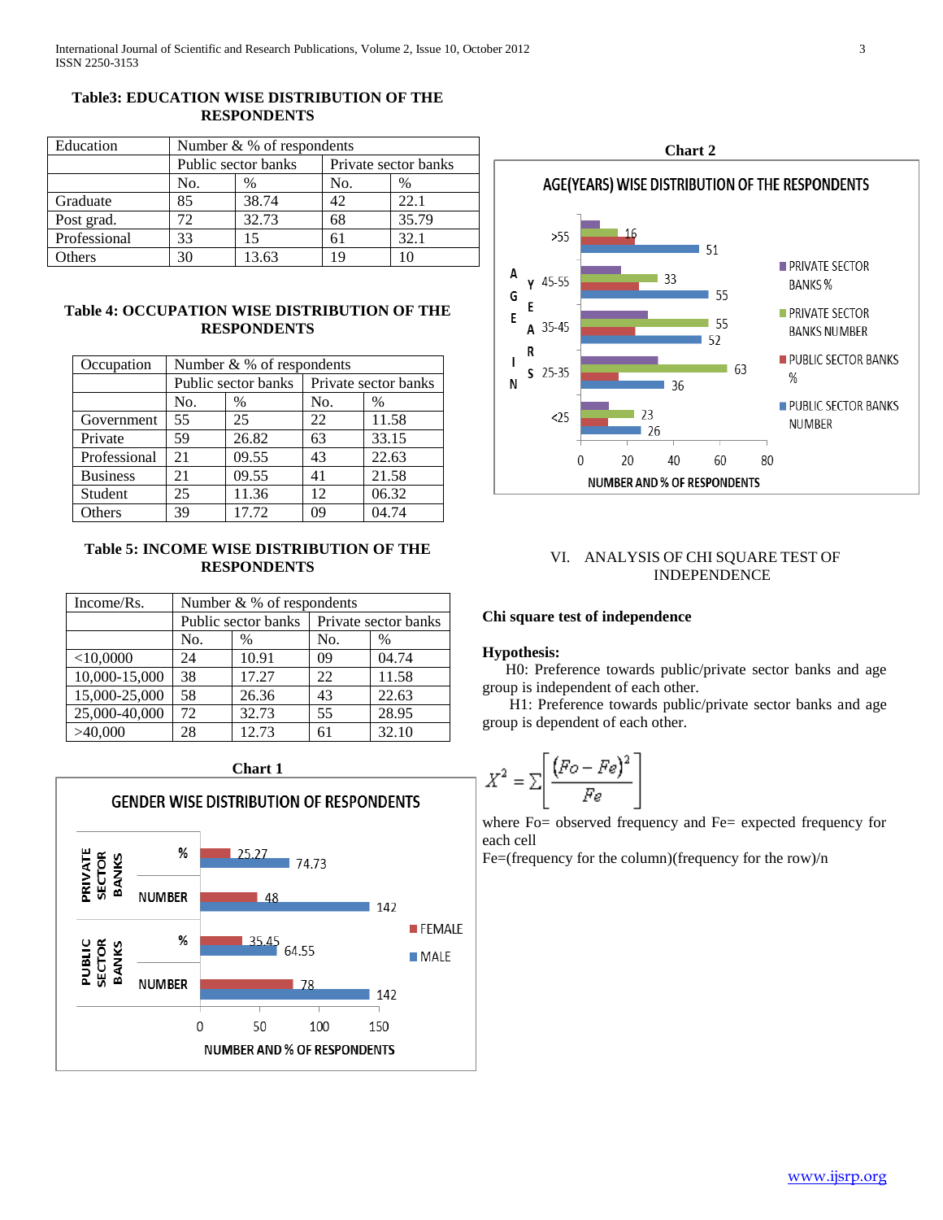**Table3: EDUCATION WISE DISTRIBUTION OF THE RESPONDENTS**

| Education | Number & % of respondents | | | |
|---|---|---|---|---|
| | Public sector banks | | Private sector banks | |
| | No. | % | No. | % |
| Graduate | 85 | 38.74 | 42 | 22.1 |
| Post grad. | 72 | 32.73 | 68 | 35.79 |
| Professional | 33 | 15 | 61 | 32.1 |
| Others | 30 | 13.63 | 19 | 10 |

**Table 4: OCCUPATION WISE DISTRIBUTION OF THE RESPONDENTS**

| Occupation | Number & % of respondents | | | |
|---|---|---|---|---|
| | Public sector banks | | Private sector banks | |
| | No. | % | No. | % |
| Government | 55 | 25 | 22 | 11.58 |
| Private | 59 | 26.82 | 63 | 33.15 |
| Professional | 21 | 09.55 | 43 | 22.63 |
| Business | 21 | 09.55 | 41 | 21.58 |
| Student | 25 | 11.36 | 12 | 06.32 |
| Others | 39 | 17.72 | 09 | 04.74 |

**Table 5: INCOME WISE DISTRIBUTION OF THE RESPONDENTS**

| Income/Rs. | Number & % of respondents | | | |
|---|---|---|---|---|
| | Public sector banks | | Private sector banks | |
| | No. | % | No. | % |
| <10,0000 | 24 | 10.91 | 09 | 04.74 |
| 10,000-15,000 | 38 | 17.27 | 22 | 11.58 |
| 15,000-25,000 | 58 | 26.36 | 43 | 22.63 |
| 25,000-40,000 | 72 | 32.73 | 55 | 28.95 |
| >40,000 | 28 | 12.73 | 61 | 32.10 |

**Chart 1**

GENDER WISE DISTRIBUTION OF RESPONDENTS

| | | FEMALE | MALE |
|---|---|---|---|
| PRIVATE SECTOR BANKS | % | 25.27 | 74.73 |
| PRIVATE SECTOR BANKS | NUMBER | 48 | 142 |
| PUBLIC SECTOR BANKS | % | 35.45 | 64.55 |
| PUBLIC SECTOR BANKS | NUMBER | 78 | 142 |

NUMBER AND % OF RESPONDENTS

**Chart 2**

AGE(YEARS) WISE DISTRIBUTION OF THE RESPONDENTS

| AGE IN YEARS | PRIVATE SECTOR BANKS % | PRIVATE SECTOR BANKS NUMBER | PUBLIC SECTOR BANKS % | PUBLIC SECTOR BANKS NUMBER |
|---|---|---|---|---|
| >55 | | 16 | | 51 |
| 45-55 | | 33 | | 55 |
| 35-45 | | 55 | | 52 |
| 25-35 | | 63 | | 36 |
| <25 | | 23 | | 26 |

NUMBER AND % OF RESPONDENTS

## VI. ANALYSIS OF CHI SQUARE TEST OF INDEPENDENCE

**Chi square test of independence**

**Hypothesis:**

H0: Preference towards public/private sector banks and age group is independent of each other.

H1: Preference towards public/private sector banks and age group is dependent of each other.

$$X^2 = \sum\left[\frac{(Fo - Fe)^2}{Fe}\right]$$

where Fo= observed frequency and Fe= expected frequency for each cell

Fe=(frequency for the column)(frequency for the row)/n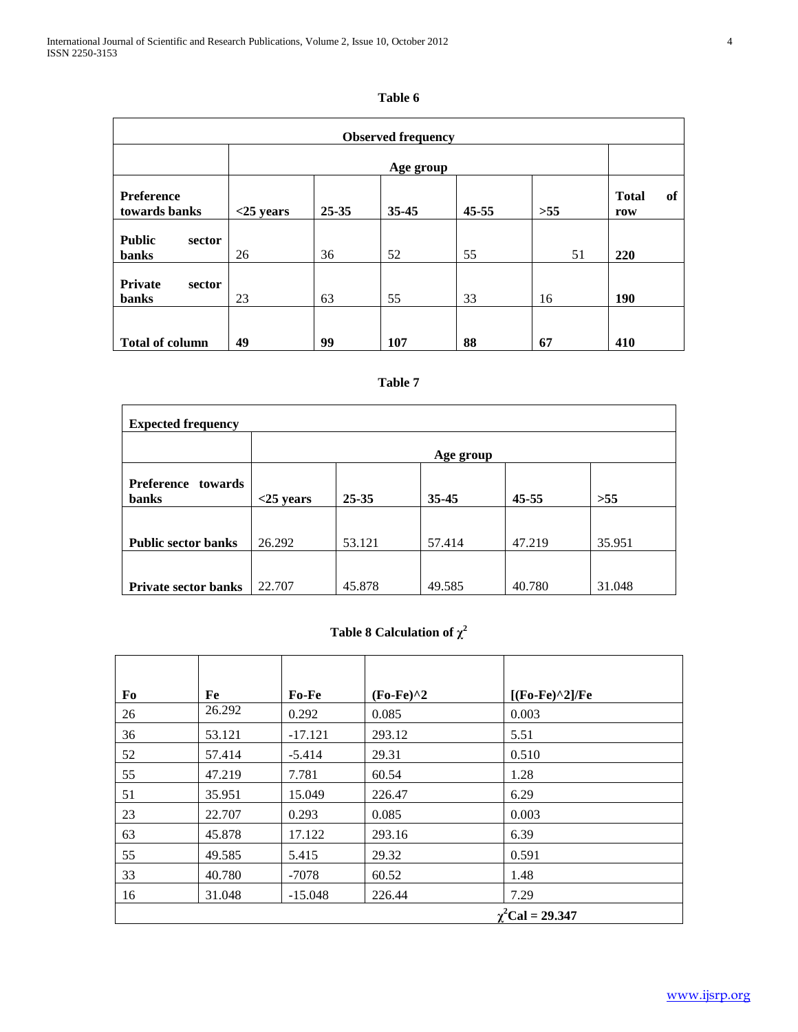**Table 6**

| Observed frequency | | | | | | |
|---|---|---|---|---|---|---|
| | Age group | | | | | |
| **Preference towards banks** | **<25 years** | **25-35** | **35-45** | **45-55** | **>55** | **Total of row** |
| **Public sector banks** | 26 | 36 | 52 | 55 | 51 | **220** |
| **Private sector banks** | 23 | 63 | 55 | 33 | 16 | **190** |
| **Total of column** | **49** | **99** | **107** | **88** | **67** | **410** |

**Table 7**

| Expected frequency | | | | | |
|---|---|---|---|---|---|
| | Age group | | | | |
| **Preference towards banks** | **<25 years** | **25-35** | **35-45** | **45-55** | **>55** |
| **Public sector banks** | 26.292 | 53.121 | 57.414 | 47.219 | 35.951 |
| **Private sector banks** | 22.707 | 45.878 | 49.585 | 40.780 | 31.048 |

**Table 8 Calculation of $\chi^2$**

| Fo | Fe | Fo-Fe | (Fo-Fe)^2 | [(Fo-Fe)^2]/Fe |
|---|---|---|---|---|
| 26 | 26.292 | 0.292 | 0.085 | 0.003 |
| 36 | 53.121 | -17.121 | 293.12 | 5.51 |
| 52 | 57.414 | -5.414 | 29.31 | 0.510 |
| 55 | 47.219 | 7.781 | 60.54 | 1.28 |
| 51 | 35.951 | 15.049 | 226.47 | 6.29 |
| 23 | 22.707 | 0.293 | 0.085 | 0.003 |
| 63 | 45.878 | 17.122 | 293.16 | 6.39 |
| 55 | 49.585 | 5.415 | 29.32 | 0.591 |
| 33 | 40.780 | -7078 | 60.52 | 1.48 |
| 16 | 31.048 | -15.048 | 226.44 | 7.29 |
| | | | | **$\chi^2$Cal = 29.347** |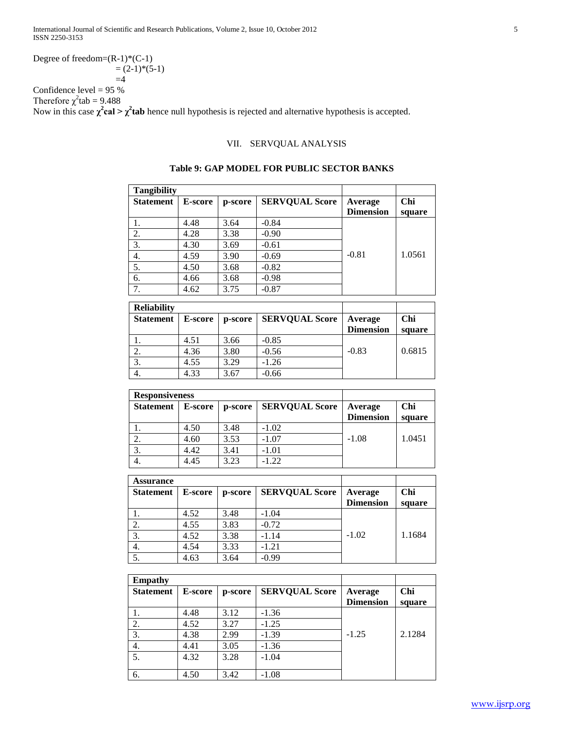Degree of freedom=(R-1)*(C-1)

= (2-1)*(5-1)

=4

Confidence level = 95 %

Therefore $\chi^2$tab = 9.488

Now in this case $\chi^2$**cal** > $\chi^2$**tab** hence null hypothesis is rejected and alternative hypothesis is accepted.

## VII. SERVQUAL ANALYSIS

**Table 9: GAP MODEL FOR PUBLIC SECTOR BANKS**

| Tangibility | | | | | |
|---|---|---|---|---|---|
| **Statement** | **E-score** | **p-score** | **SERVQUAL Score** | **Average Dimension** | **Chi square** |
| 1. | 4.48 | 3.64 | -0.84 | -0.81 | 1.0561 |
| 2. | 4.28 | 3.38 | -0.90 | | |
| 3. | 4.30 | 3.69 | -0.61 | | |
| 4. | 4.59 | 3.90 | -0.69 | | |
| 5. | 4.50 | 3.68 | -0.82 | | |
| 6. | 4.66 | 3.68 | -0.98 | | |
| 7. | 4.62 | 3.75 | -0.87 | | |

| Reliability | | | | | |
|---|---|---|---|---|---|
| **Statement** | **E-score** | **p-score** | **SERVQUAL Score** | **Average Dimension** | **Chi square** |
| 1. | 4.51 | 3.66 | -0.85 | -0.83 | 0.6815 |
| 2. | 4.36 | 3.80 | -0.56 | | |
| 3. | 4.55 | 3.29 | -1.26 | | |
| 4. | 4.33 | 3.67 | -0.66 | | |

| Responsiveness | | | | | |
|---|---|---|---|---|---|
| **Statement** | **E-score** | **p-score** | **SERVQUAL Score** | **Average Dimension** | **Chi square** |
| 1. | 4.50 | 3.48 | -1.02 | -1.08 | 1.0451 |
| 2. | 4.60 | 3.53 | -1.07 | | |
| 3. | 4.42 | 3.41 | -1.01 | | |
| 4. | 4.45 | 3.23 | -1.22 | | |

| Assurance | | | | | |
|---|---|---|---|---|---|
| **Statement** | **E-score** | **p-score** | **SERVQUAL Score** | **Average Dimension** | **Chi square** |
| 1. | 4.52 | 3.48 | -1.04 | -1.02 | 1.1684 |
| 2. | 4.55 | 3.83 | -0.72 | | |
| 3. | 4.52 | 3.38 | -1.14 | | |
| 4. | 4.54 | 3.33 | -1.21 | | |
| 5. | 4.63 | 3.64 | -0.99 | | |

| Empathy | | | | | |
|---|---|---|---|---|---|
| **Statement** | **E-score** | **p-score** | **SERVQUAL Score** | **Average Dimension** | **Chi square** |
| 1. | 4.48 | 3.12 | -1.36 | -1.25 | 2.1284 |
| 2. | 4.52 | 3.27 | -1.25 | | |
| 3. | 4.38 | 2.99 | -1.39 | | |
| 4. | 4.41 | 3.05 | -1.36 | | |
| 5. | 4.32 | 3.28 | -1.04 | | |
| 6. | 4.50 | 3.42 | -1.08 | | |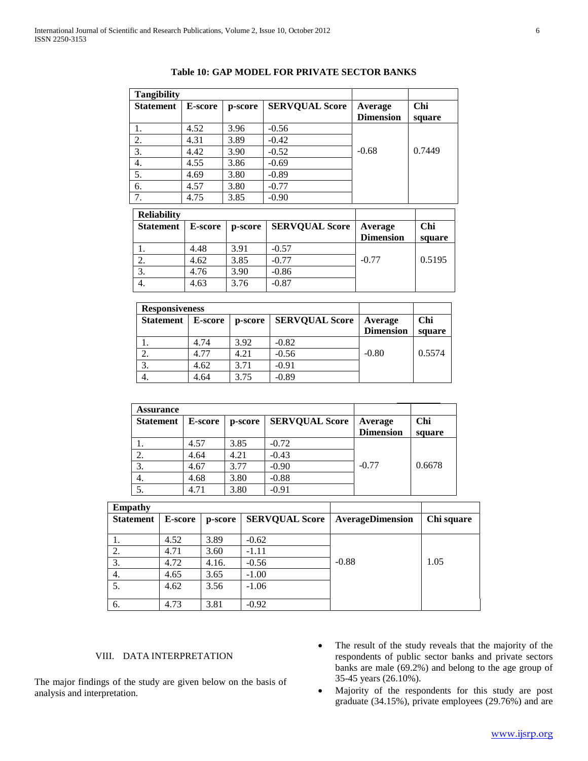**Table 10: GAP MODEL FOR PRIVATE SECTOR BANKS**

| Tangibility | | | | | |
|---|---|---|---|---|---|
| **Statement** | **E-score** | **p-score** | **SERVQUAL Score** | **Average Dimension** | **Chi square** |
| 1. | 4.52 | 3.96 | -0.56 | -0.68 | 0.7449 |
| 2. | 4.31 | 3.89 | -0.42 | | |
| 3. | 4.42 | 3.90 | -0.52 | | |
| 4. | 4.55 | 3.86 | -0.69 | | |
| 5. | 4.69 | 3.80 | -0.89 | | |
| 6. | 4.57 | 3.80 | -0.77 | | |
| 7. | 4.75 | 3.85 | -0.90 | | |

| Reliability | | | | | |
|---|---|---|---|---|---|
| **Statement** | **E-score** | **p-score** | **SERVQUAL Score** | **Average Dimension** | **Chi square** |
| 1. | 4.48 | 3.91 | -0.57 | -0.77 | 0.5195 |
| 2. | 4.62 | 3.85 | -0.77 | | |
| 3. | 4.76 | 3.90 | -0.86 | | |
| 4. | 4.63 | 3.76 | -0.87 | | |

| Responsiveness | | | | | |
|---|---|---|---|---|---|
| **Statement** | **E-score** | **p-score** | **SERVQUAL Score** | **Average Dimension** | **Chi square** |
| 1. | 4.74 | 3.92 | -0.82 | -0.80 | 0.5574 |
| 2. | 4.77 | 4.21 | -0.56 | | |
| 3. | 4.62 | 3.71 | -0.91 | | |
| 4. | 4.64 | 3.75 | -0.89 | | |

| Assurance | | | | | |
|---|---|---|---|---|---|
| **Statement** | **E-score** | **p-score** | **SERVQUAL Score** | **Average Dimension** | **Chi square** |
| 1. | 4.57 | 3.85 | -0.72 | -0.77 | 0.6678 |
| 2. | 4.64 | 4.21 | -0.43 | | |
| 3. | 4.67 | 3.77 | -0.90 | | |
| 4. | 4.68 | 3.80 | -0.88 | | |
| 5. | 4.71 | 3.80 | -0.91 | | |

| Empathy | | | | | |
|---|---|---|---|---|---|
| **Statement** | **E-score** | **p-score** | **SERVQUAL Score** | **AverageDimension** | **Chi square** |
| 1. | 4.52 | 3.89 | -0.62 | -0.88 | 1.05 |
| 2. | 4.71 | 3.60 | -1.11 | | |
| 3. | 4.72 | 4.16. | -0.56 | | |
| 4. | 4.65 | 3.65 | -1.00 | | |
| 5. | 4.62 | 3.56 | -1.06 | | |
| 6. | 4.73 | 3.81 | -0.92 | | |

## VIII. DATA INTERPRETATION

The major findings of the study are given below on the basis of analysis and interpretation.

- The result of the study reveals that the majority of the respondents of public sector banks and private sectors banks are male (69.2%) and belong to the age group of 35-45 years (26.10%).
- Majority of the respondents for this study are post graduate (34.15%), private employees (29.76%) and are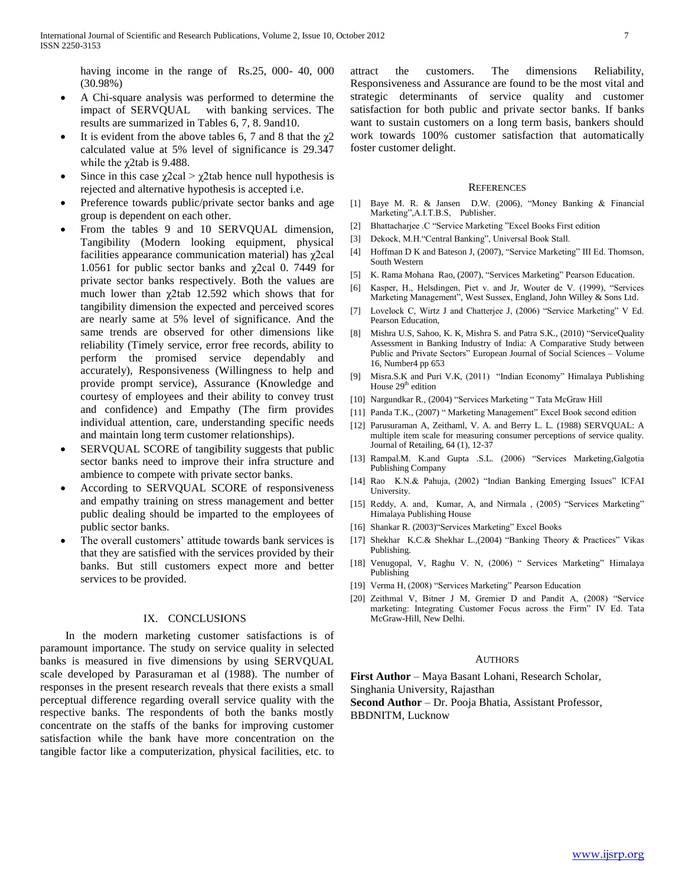having income in the range of Rs.25, 000- 40, 000 (30.98%)

- A Chi-square analysis was performed to determine the impact of SERVQUAL with banking services. The results are summarized in Tables 6, 7, 8. 9and10.
- It is evident from the above tables 6, 7 and 8 that the $\chi2$ calculated value at 5% level of significance is 29.347 while the $\chi2$tab is 9.488.
- Since in this case $\chi2$cal > $\chi2$tab hence null hypothesis is rejected and alternative hypothesis is accepted i.e.
- Preference towards public/private sector banks and age group is dependent on each other.
- From the tables 9 and 10 SERVQUAL dimension, Tangibility (Modern looking equipment, physical facilities appearance communication material) has $\chi2$cal 1.0561 for public sector banks and $\chi2$cal 0. 7449 for private sector banks respectively. Both the values are much lower than $\chi2$tab 12.592 which shows that for tangibility dimension the expected and perceived scores are nearly same at 5% level of significance. And the same trends are observed for other dimensions like reliability (Timely service, error free records, ability to perform the promised service dependably and accurately), Responsiveness (Willingness to help and provide prompt service), Assurance (Knowledge and courtesy of employees and their ability to convey trust and confidence) and Empathy (The firm provides individual attention, care, understanding specific needs and maintain long term customer relationships).
- SERVQUAL SCORE of tangibility suggests that public sector banks need to improve their infra structure and ambience to compete with private sector banks.
- According to SERVQUAL SCORE of responsiveness and empathy training on stress management and better public dealing should be imparted to the employees of public sector banks.
- The overall customers' attitude towards bank services is that they are satisfied with the services provided by their banks. But still customers expect more and better services to be provided.

## IX. CONCLUSIONS

In the modern marketing customer satisfactions is of paramount importance. The study on service quality in selected banks is measured in five dimensions by using SERVQUAL scale developed by Parasuraman et al (1988). The number of responses in the present research reveals that there exists a small perceptual difference regarding overall service quality with the respective banks. The respondents of both the banks mostly concentrate on the staffs of the banks for improving customer satisfaction while the bank have more concentration on the tangible factor like a computerization, physical facilities, etc. to attract the customers. The dimensions Reliability, Responsiveness and Assurance are found to be the most vital and strategic determinants of service quality and customer satisfaction for both public and private sector banks. If banks want to sustain customers on a long term basis, bankers should work towards 100% customer satisfaction that automatically foster customer delight.

## REFERENCES

[1] Baye M. R. & Jansen D.W. (2006), "Money Banking & Financial Marketing",A.I.T.B.S, Publisher.

[2] Bhattacharjee .C "Service Marketing "Excel Books First edition

[3] Dekock, M.H."Central Banking", Universal Book Stall.

[4] Hoffman D K and Bateson J, (2007), "Service Marketing" III Ed. Thomson, South Western

[5] K. Rama Mohana Rao, (2007), "Services Marketing" Pearson Education.

[6] Kasper, H., Helsdingen, Piet v. and Jr, Wouter de V. (1999), "Services Marketing Management", West Sussex, England, John Willey & Sons Ltd.

[7] Lovelock C, Wirtz J and Chatterjee J, (2006) "Service Marketing" V Ed. Pearson Education,

[8] Mishra U.S, Sahoo, K. K, Mishra S. and Patra S.K., (2010) "ServiceQuality Assessment in Banking Industry of India: A Comparative Study between Public and Private Sectors" European Journal of Social Sciences – Volume 16, Number4 pp 653

[9] Misra.S.K and Puri V.K, (2011) "Indian Economy" Himalaya Publishing House 29th edition

[10] Nargundkar R., (2004) "Services Marketing " Tata McGraw Hill

[11] Panda T.K., (2007) " Marketing Management" Excel Book second edition

[12] Parusuraman A, Zeithaml, V. A. and Berry L. L. (1988) SERVQUAL: A multiple item scale for measuring consumer perceptions of service quality. Journal of Retailing, 64 (1), 12-37

[13] Rampal.M. K.and Gupta .S.L. (2006) "Services Marketing,Galgotia Publishing Company

[14] Rao K.N.& Pahuja, (2002) "Indian Banking Emerging Issues" ICFAI University.

[15] Reddy, A. and, Kumar, A, and Nirmala , (2005) "Services Marketing" Himalaya Publishing House

[16] Shankar R. (2003)"Services Marketing" Excel Books

[17] Shekhar K.C.& Shekhar L.,(2004) "Banking Theory & Practices" Vikas Publishing.

[18] Venugopal, V, Raghu V. N, (2006) " Services Marketing" Himalaya Publishing

[19] Verma H, (2008) "Services Marketing" Pearson Education

[20] Zeithmal V, Bitner J M, Gremier D and Pandit A, (2008) "Service marketing: Integrating Customer Focus across the Firm" IV Ed. Tata McGraw-Hill, New Delhi.

## AUTHORS

**First Author** – Maya Basant Lohani, Research Scholar, Singhania University, Rajasthan

**Second Author** – Dr. Pooja Bhatia, Assistant Professor, BBDNITM, Lucknow